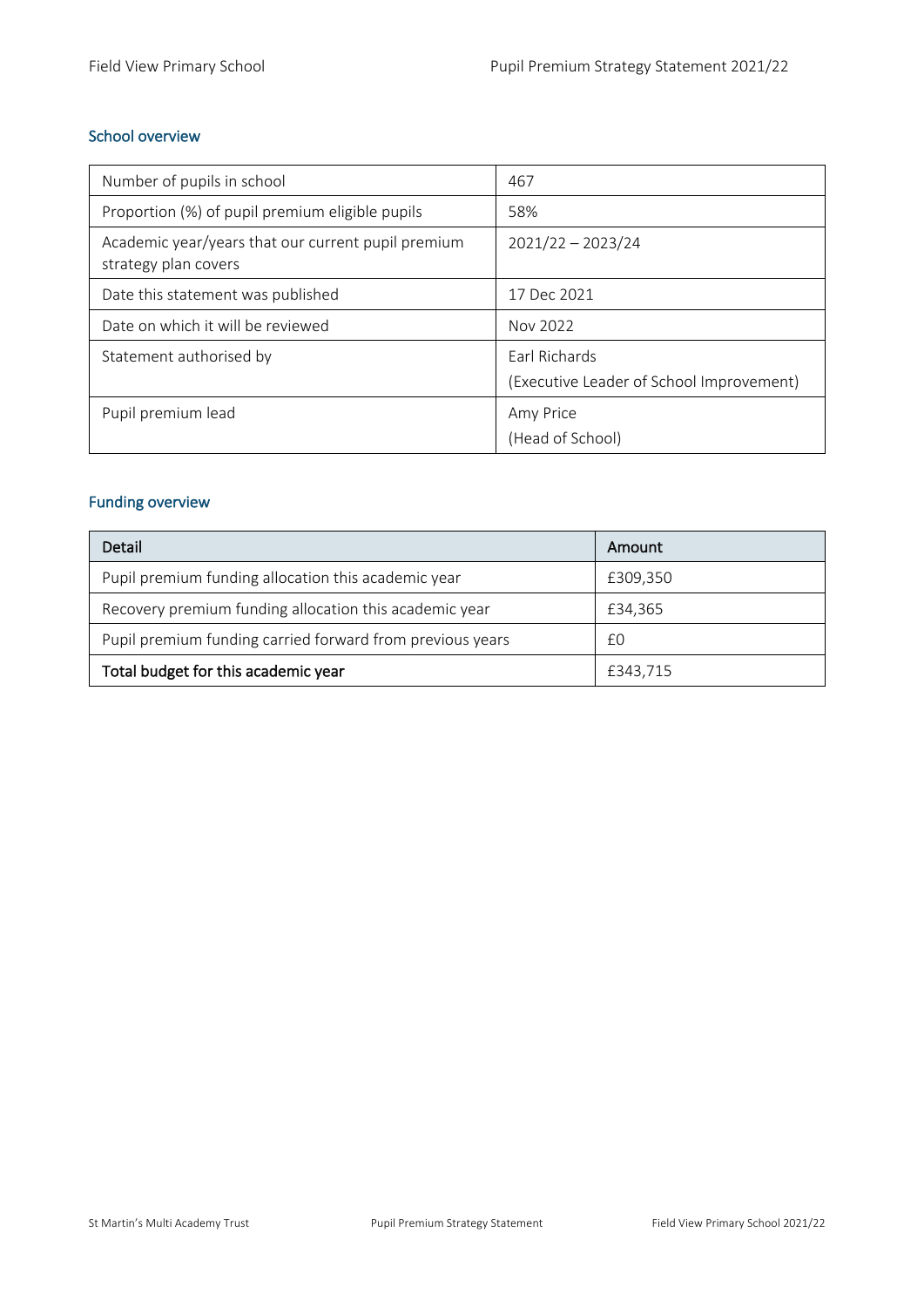## School overview

| | |
|---|---|
| Number of pupils in school | 467 |
| Proportion (%) of pupil premium eligible pupils | 58% |
| Academic year/years that our current pupil premium strategy plan covers | 2021/22 – 2023/24 |
| Date this statement was published | 17 Dec 2021 |
| Date on which it will be reviewed | Nov 2022 |
| Statement authorised by | Earl Richards (Executive Leader of School Improvement) |
| Pupil premium lead | Amy Price (Head of School) |

## Funding overview

| Detail | Amount |
|---|---|
| Pupil premium funding allocation this academic year | £309,350 |
| Recovery premium funding allocation this academic year | £34,365 |
| Pupil premium funding carried forward from previous years | £0 |
| **Total budget for this academic year** | £343,715 |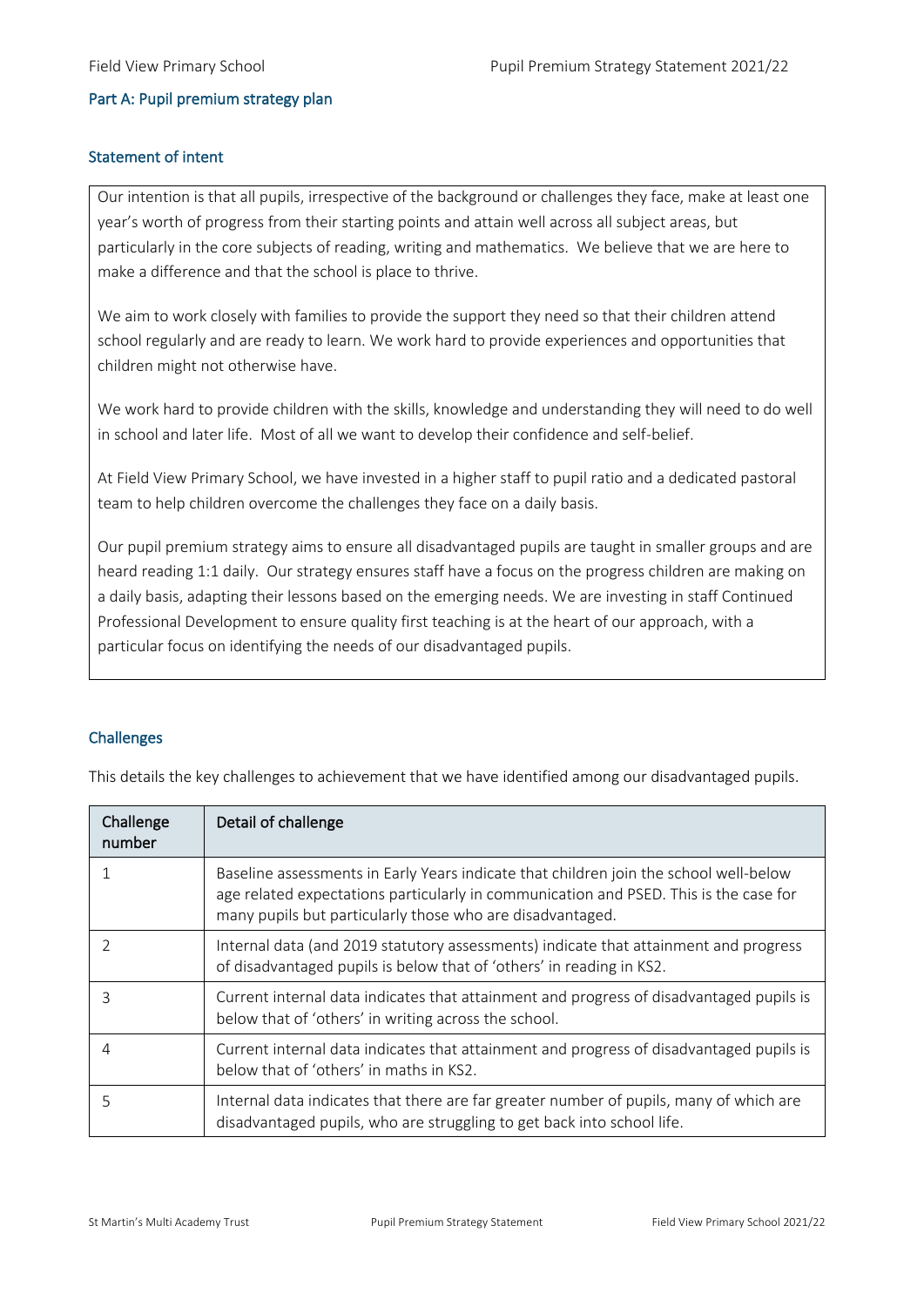## Part A: Pupil premium strategy plan

### Statement of intent

Our intention is that all pupils, irrespective of the background or challenges they face, make at least one year's worth of progress from their starting points and attain well across all subject areas, but particularly in the core subjects of reading, writing and mathematics. We believe that we are here to make a difference and that the school is place to thrive.

We aim to work closely with families to provide the support they need so that their children attend school regularly and are ready to learn. We work hard to provide experiences and opportunities that children might not otherwise have.

We work hard to provide children with the skills, knowledge and understanding they will need to do well in school and later life. Most of all we want to develop their confidence and self-belief.

At Field View Primary School, we have invested in a higher staff to pupil ratio and a dedicated pastoral team to help children overcome the challenges they face on a daily basis.

Our pupil premium strategy aims to ensure all disadvantaged pupils are taught in smaller groups and are heard reading 1:1 daily. Our strategy ensures staff have a focus on the progress children are making on a daily basis, adapting their lessons based on the emerging needs. We are investing in staff Continued Professional Development to ensure quality first teaching is at the heart of our approach, with a particular focus on identifying the needs of our disadvantaged pupils.

### Challenges

This details the key challenges to achievement that we have identified among our disadvantaged pupils.

| Challenge number | Detail of challenge |
|---|---|
| 1 | Baseline assessments in Early Years indicate that children join the school well-below age related expectations particularly in communication and PSED. This is the case for many pupils but particularly those who are disadvantaged. |
| 2 | Internal data (and 2019 statutory assessments) indicate that attainment and progress of disadvantaged pupils is below that of 'others' in reading in KS2. |
| 3 | Current internal data indicates that attainment and progress of disadvantaged pupils is below that of 'others' in writing across the school. |
| 4 | Current internal data indicates that attainment and progress of disadvantaged pupils is below that of 'others' in maths in KS2. |
| 5 | Internal data indicates that there are far greater number of pupils, many of which are disadvantaged pupils, who are struggling to get back into school life. |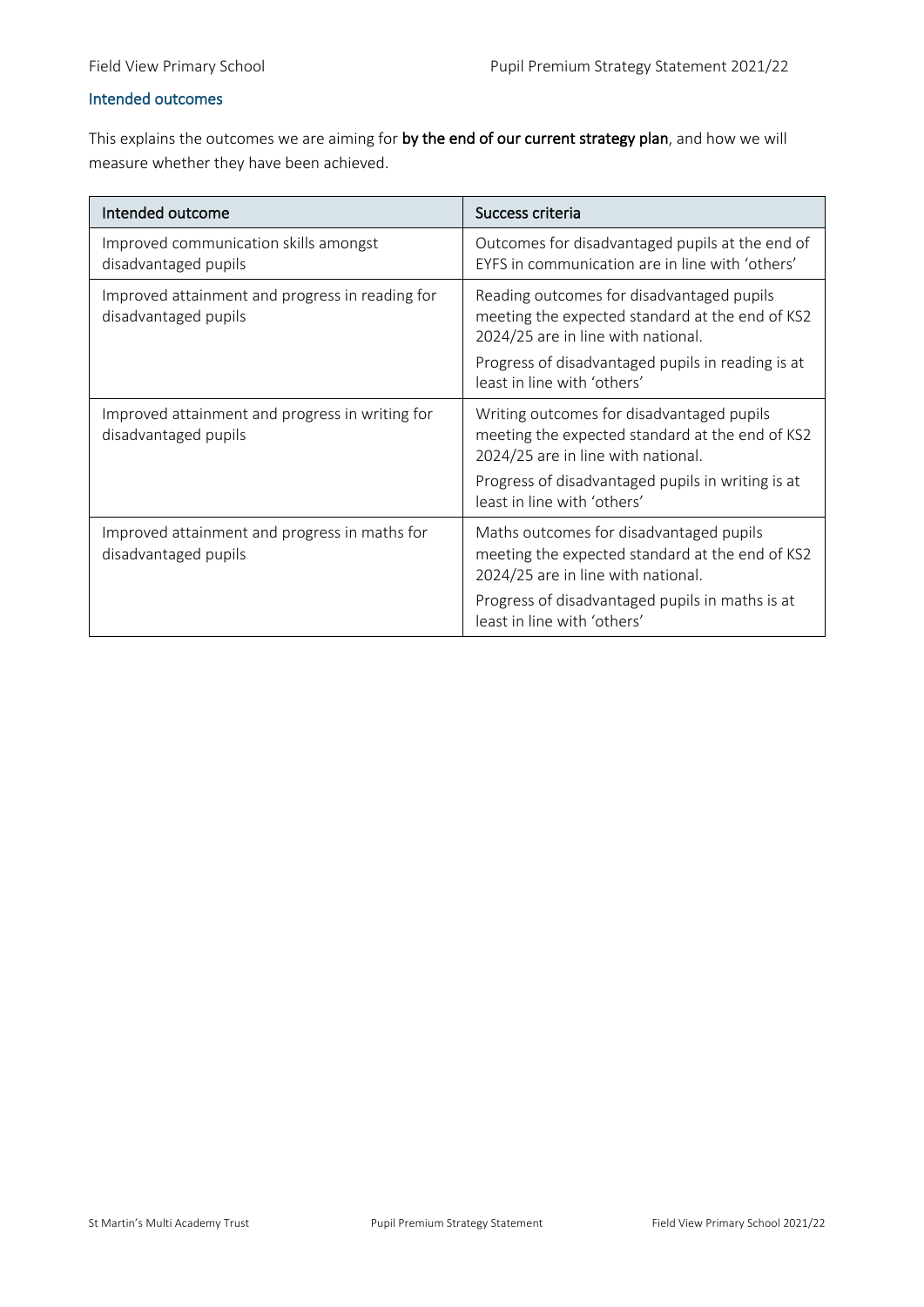## Intended outcomes

This explains the outcomes we are aiming for **by the end of our current strategy plan**, and how we will measure whether they have been achieved.

| Intended outcome | Success criteria |
| --- | --- |
| Improved communication skills amongst disadvantaged pupils | Outcomes for disadvantaged pupils at the end of EYFS in communication are in line with 'others' |
| Improved attainment and progress in reading for disadvantaged pupils | Reading outcomes for disadvantaged pupils meeting the expected standard at the end of KS2 2024/25 are in line with national.<br><br>Progress of disadvantaged pupils in reading is at least in line with 'others' |
| Improved attainment and progress in writing for disadvantaged pupils | Writing outcomes for disadvantaged pupils meeting the expected standard at the end of KS2 2024/25 are in line with national.<br><br>Progress of disadvantaged pupils in writing is at least in line with 'others' |
| Improved attainment and progress in maths for disadvantaged pupils | Maths outcomes for disadvantaged pupils meeting the expected standard at the end of KS2 2024/25 are in line with national.<br><br>Progress of disadvantaged pupils in maths is at least in line with 'others' |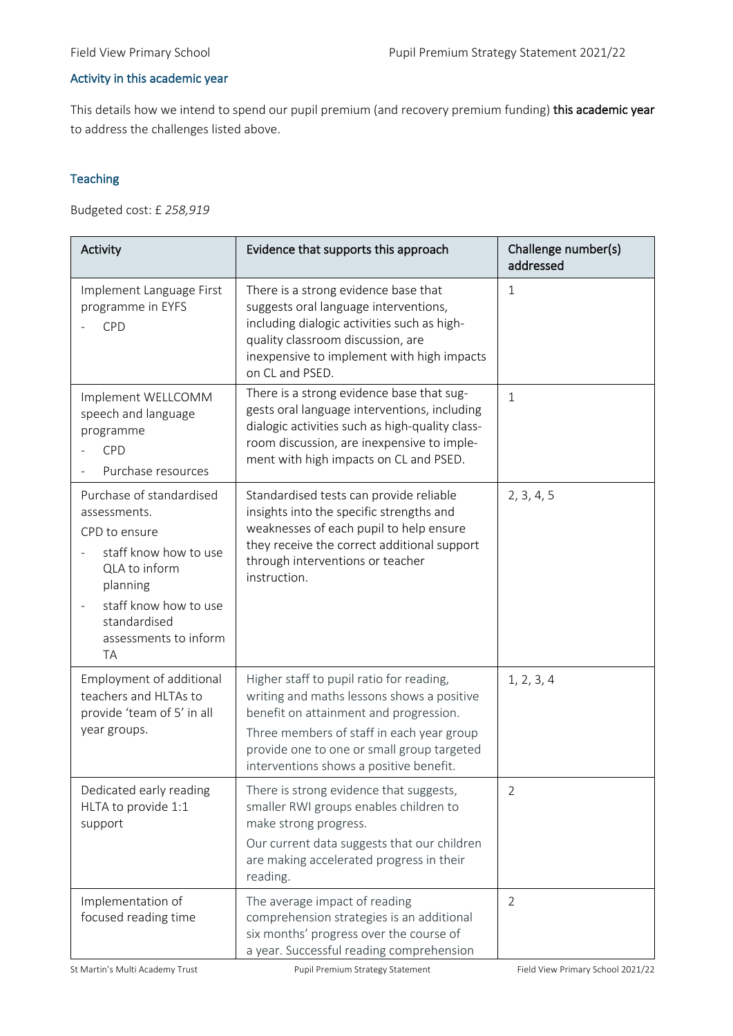### Activity in this academic year

This details how we intend to spend our pupil premium (and recovery premium funding) **this academic year** to address the challenges listed above.

### Teaching

Budgeted cost: £ *258,919*

| Activity | Evidence that supports this approach | Challenge number(s) addressed |
|---|---|---|
| Implement Language First programme in EYFS<br>- CPD | There is a strong evidence base that suggests oral language interventions, including dialogic activities such as high-quality classroom discussion, are inexpensive to implement with high impacts on CL and PSED. | 1 |
| Implement WELLCOMM speech and language programme<br>- CPD<br>- Purchase resources | There is a strong evidence base that suggests oral language interventions, including dialogic activities such as high-quality classroom discussion, are inexpensive to implement with high impacts on CL and PSED. | 1 |
| Purchase of standardised assessments.<br>CPD to ensure<br>- staff know how to use QLA to inform planning<br>- staff know how to use standardised assessments to inform TA | Standardised tests can provide reliable insights into the specific strengths and weaknesses of each pupil to help ensure they receive the correct additional support through interventions or teacher instruction. | 2, 3, 4, 5 |
| Employment of additional teachers and HLTAs to provide 'team of 5' in all year groups. | Higher staff to pupil ratio for reading, writing and maths lessons shows a positive benefit on attainment and progression.<br>Three members of staff in each year group provide one to one or small group targeted interventions shows a positive benefit. | 1, 2, 3, 4 |
| Dedicated early reading HLTA to provide 1:1 support | There is strong evidence that suggests, smaller RWI groups enables children to make strong progress.<br>Our current data suggests that our children are making accelerated progress in their reading. | 2 |
| Implementation of focused reading time | The average impact of reading comprehension strategies is an additional six months' progress over the course of a year. Successful reading comprehension | 2 |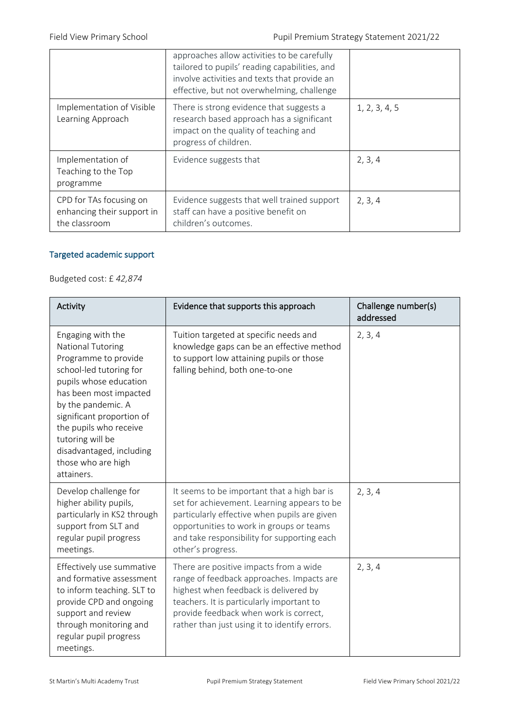| | | |
|---|---|---|
| | approaches allow activities to be carefully tailored to pupils' reading capabilities, and involve activities and texts that provide an effective, but not overwhelming, challenge | |
| Implementation of Visible Learning Approach | There is strong evidence that suggests a research based approach has a significant impact on the quality of teaching and progress of children. | 1, 2, 3, 4, 5 |
| Implementation of Teaching to the Top programme | Evidence suggests that | 2, 3, 4 |
| CPD for TAs focusing on enhancing their support in the classroom | Evidence suggests that well trained support staff can have a positive benefit on children's outcomes. | 2, 3, 4 |

### Targeted academic support

Budgeted cost: £ *42,874*

| Activity | Evidence that supports this approach | Challenge number(s) addressed |
|---|---|---|
| Engaging with the National Tutoring Programme to provide school-led tutoring for pupils whose education has been most impacted by the pandemic. A significant proportion of the pupils who receive tutoring will be disadvantaged, including those who are high attainers. | Tuition targeted at specific needs and knowledge gaps can be an effective method to support low attaining pupils or those falling behind, both one-to-one | 2, 3, 4 |
| Develop challenge for higher ability pupils, particularly in KS2 through support from SLT and regular pupil progress meetings. | It seems to be important that a high bar is set for achievement. Learning appears to be particularly effective when pupils are given opportunities to work in groups or teams and take responsibility for supporting each other's progress. | 2, 3, 4 |
| Effectively use summative and formative assessment to inform teaching. SLT to provide CPD and ongoing support and review through monitoring and regular pupil progress meetings. | There are positive impacts from a wide range of feedback approaches. Impacts are highest when feedback is delivered by teachers. It is particularly important to provide feedback when work is correct, rather than just using it to identify errors. | 2, 3, 4 |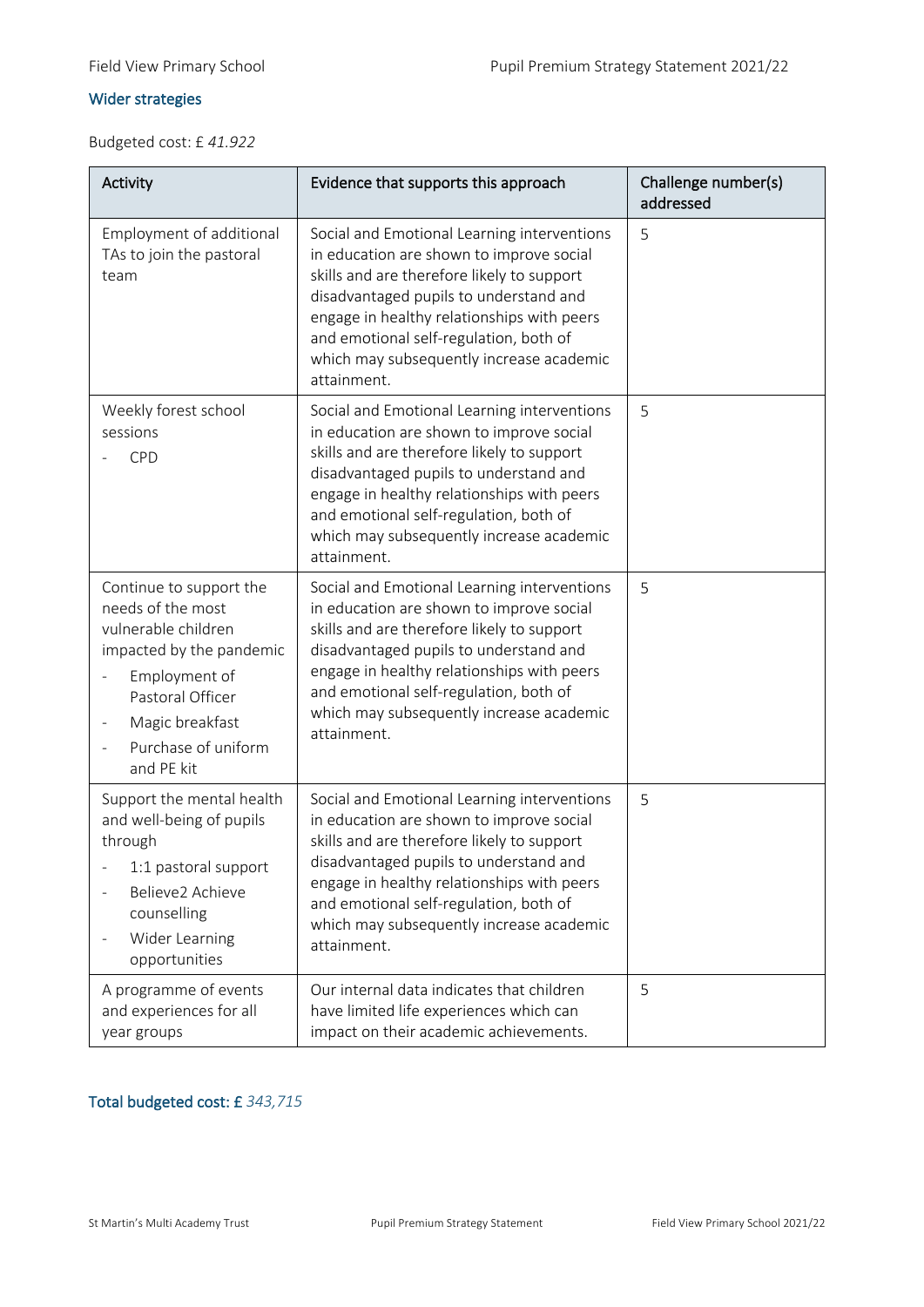### Wider strategies

Budgeted cost: £ *41.922*

| Activity | Evidence that supports this approach | Challenge number(s) addressed |
|---|---|---|
| Employment of additional TAs to join the pastoral team | Social and Emotional Learning interventions in education are shown to improve social skills and are therefore likely to support disadvantaged pupils to understand and engage in healthy relationships with peers and emotional self-regulation, both of which may subsequently increase academic attainment. | 5 |
| Weekly forest school sessions<br>- CPD | Social and Emotional Learning interventions in education are shown to improve social skills and are therefore likely to support disadvantaged pupils to understand and engage in healthy relationships with peers and emotional self-regulation, both of which may subsequently increase academic attainment. | 5 |
| Continue to support the needs of the most vulnerable children impacted by the pandemic<br>- Employment of Pastoral Officer<br>- Magic breakfast<br>- Purchase of uniform and PE kit | Social and Emotional Learning interventions in education are shown to improve social skills and are therefore likely to support disadvantaged pupils to understand and engage in healthy relationships with peers and emotional self-regulation, both of which may subsequently increase academic attainment. | 5 |
| Support the mental health and well-being of pupils through<br>- 1:1 pastoral support<br>- Believe2 Achieve counselling<br>- Wider Learning opportunities | Social and Emotional Learning interventions in education are shown to improve social skills and are therefore likely to support disadvantaged pupils to understand and engage in healthy relationships with peers and emotional self-regulation, both of which may subsequently increase academic attainment. | 5 |
| A programme of events and experiences for all year groups | Our internal data indicates that children have limited life experiences which can impact on their academic achievements. | 5 |

### Total budgeted cost: £ *343,715*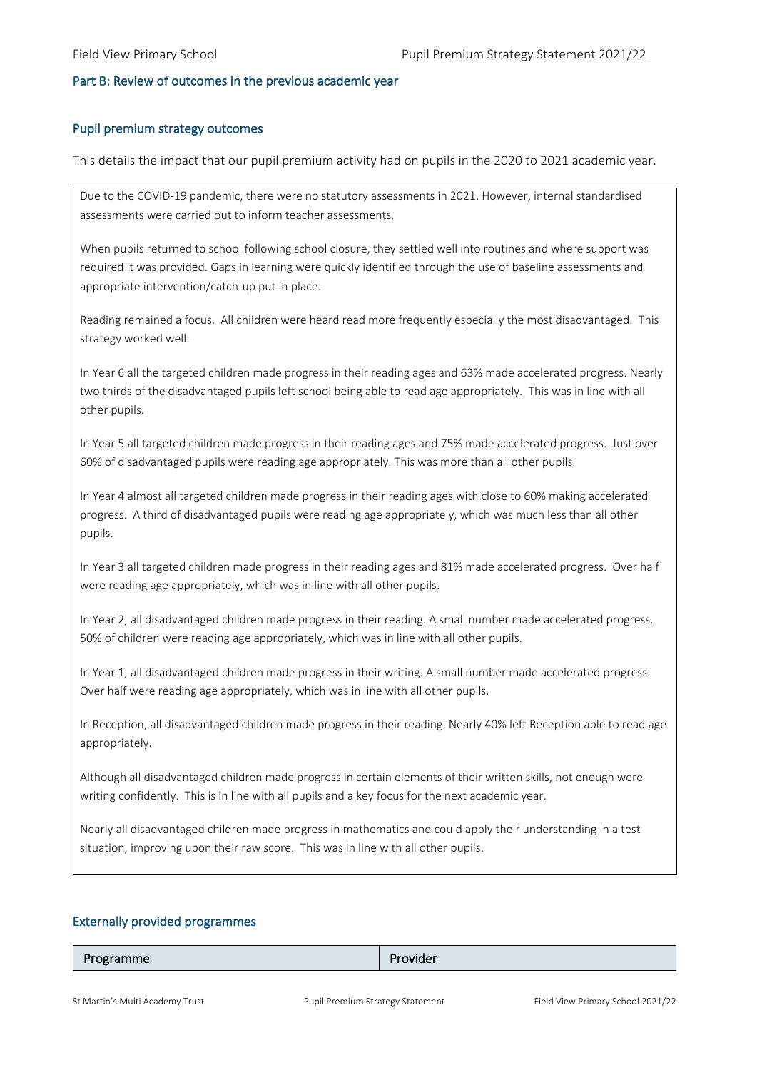## Part B: Review of outcomes in the previous academic year

### Pupil premium strategy outcomes

This details the impact that our pupil premium activity had on pupils in the 2020 to 2021 academic year.

Due to the COVID-19 pandemic, there were no statutory assessments in 2021. However, internal standardised assessments were carried out to inform teacher assessments.

When pupils returned to school following school closure, they settled well into routines and where support was required it was provided. Gaps in learning were quickly identified through the use of baseline assessments and appropriate intervention/catch-up put in place.

Reading remained a focus. All children were heard read more frequently especially the most disadvantaged. This strategy worked well:

In Year 6 all the targeted children made progress in their reading ages and 63% made accelerated progress. Nearly two thirds of the disadvantaged pupils left school being able to read age appropriately. This was in line with all other pupils.

In Year 5 all targeted children made progress in their reading ages and 75% made accelerated progress. Just over 60% of disadvantaged pupils were reading age appropriately. This was more than all other pupils.

In Year 4 almost all targeted children made progress in their reading ages with close to 60% making accelerated progress. A third of disadvantaged pupils were reading age appropriately, which was much less than all other pupils.

In Year 3 all targeted children made progress in their reading ages and 81% made accelerated progress. Over half were reading age appropriately, which was in line with all other pupils.

In Year 2, all disadvantaged children made progress in their reading. A small number made accelerated progress. 50% of children were reading age appropriately, which was in line with all other pupils.

In Year 1, all disadvantaged children made progress in their writing. A small number made accelerated progress. Over half were reading age appropriately, which was in line with all other pupils.

In Reception, all disadvantaged children made progress in their reading. Nearly 40% left Reception able to read age appropriately.

Although all disadvantaged children made progress in certain elements of their written skills, not enough were writing confidently. This is in line with all pupils and a key focus for the next academic year.

Nearly all disadvantaged children made progress in mathematics and could apply their understanding in a test situation, improving upon their raw score. This was in line with all other pupils.

### Externally provided programmes

| Programme | Provider |
| --- | --- |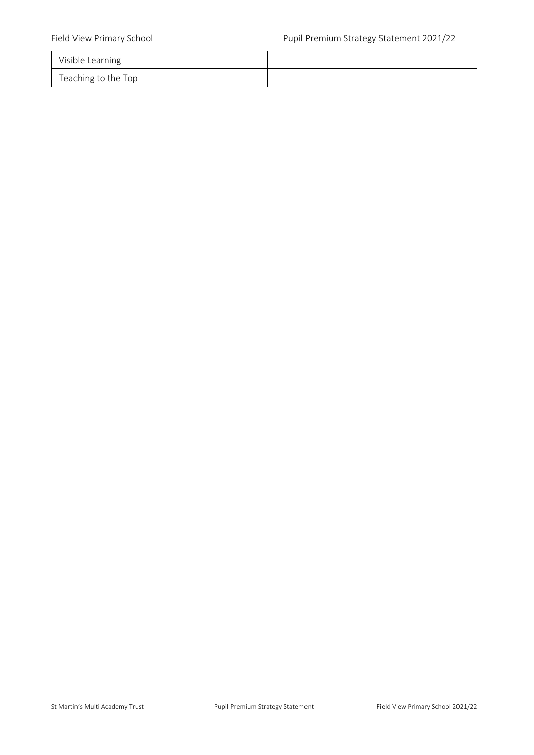| | |
|---|---|
| Visible Learning | |
| Teaching to the Top | |